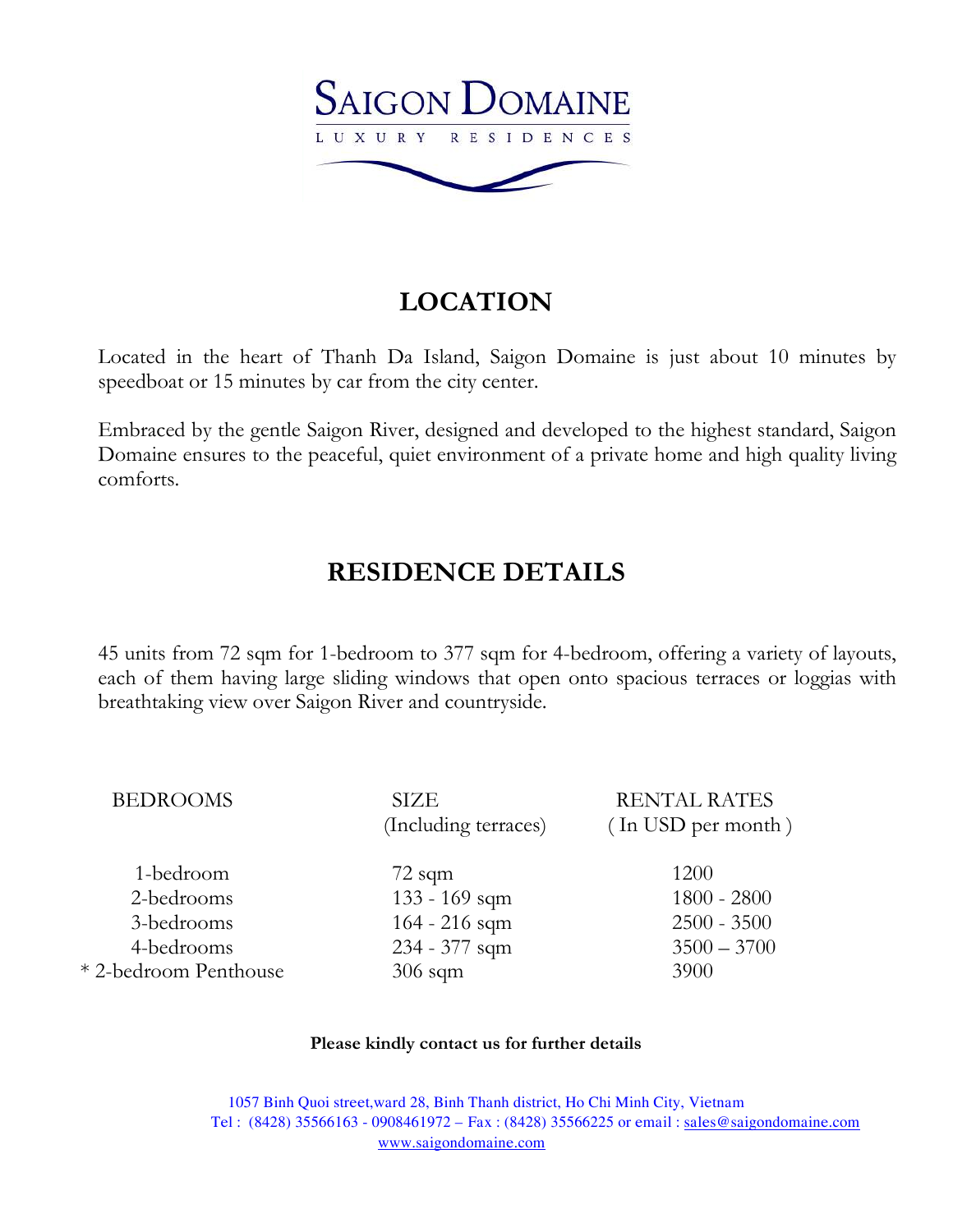# SAIGON DOMAINE

LUXURY RESIDENCES

## LOCATION

Located in the heart of Thanh Da Island, Saigon Domaine is just about 10 minutes by speedboat or 15 minutes by car from the city center.

Embraced by the gentle Saigon River, designed and developed to the highest standard, Saigon Domaine ensures to the peaceful, quiet environment of a private home and high quality living comforts.

## RESIDENCE DETAILS

45 units from 72 sqm for 1-bedroom to 377 sqm for 4-bedroom, offering a variety of layouts, each of them having large sliding windows that open onto spacious terraces or loggias with breathtaking view over Saigon River and countryside.

| BEDROOMS | SIZE (Including terraces) | RENTAL RATES ( In USD per month ) |
|---|---|---|
| 1-bedroom | 72 sqm | 1200 |
| 2-bedrooms | 133 - 169 sqm | 1800 - 2800 |
| 3-bedrooms | 164 - 216 sqm | 2500 - 3500 |
| 4-bedrooms | 234 - 377 sqm | 3500 – 3700 |
| * 2-bedroom Penthouse | 306 sqm | 3900 |

**Please kindly contact us for further details**

1057 Binh Quoi street,ward 28, Binh Thanh district, Ho Chi Minh City, Vietnam
Tel : (8428) 35566163 - 0908461972 – Fax : (8428) 35566225 or email : sales@saigondomaine.com
www.saigondomaine.com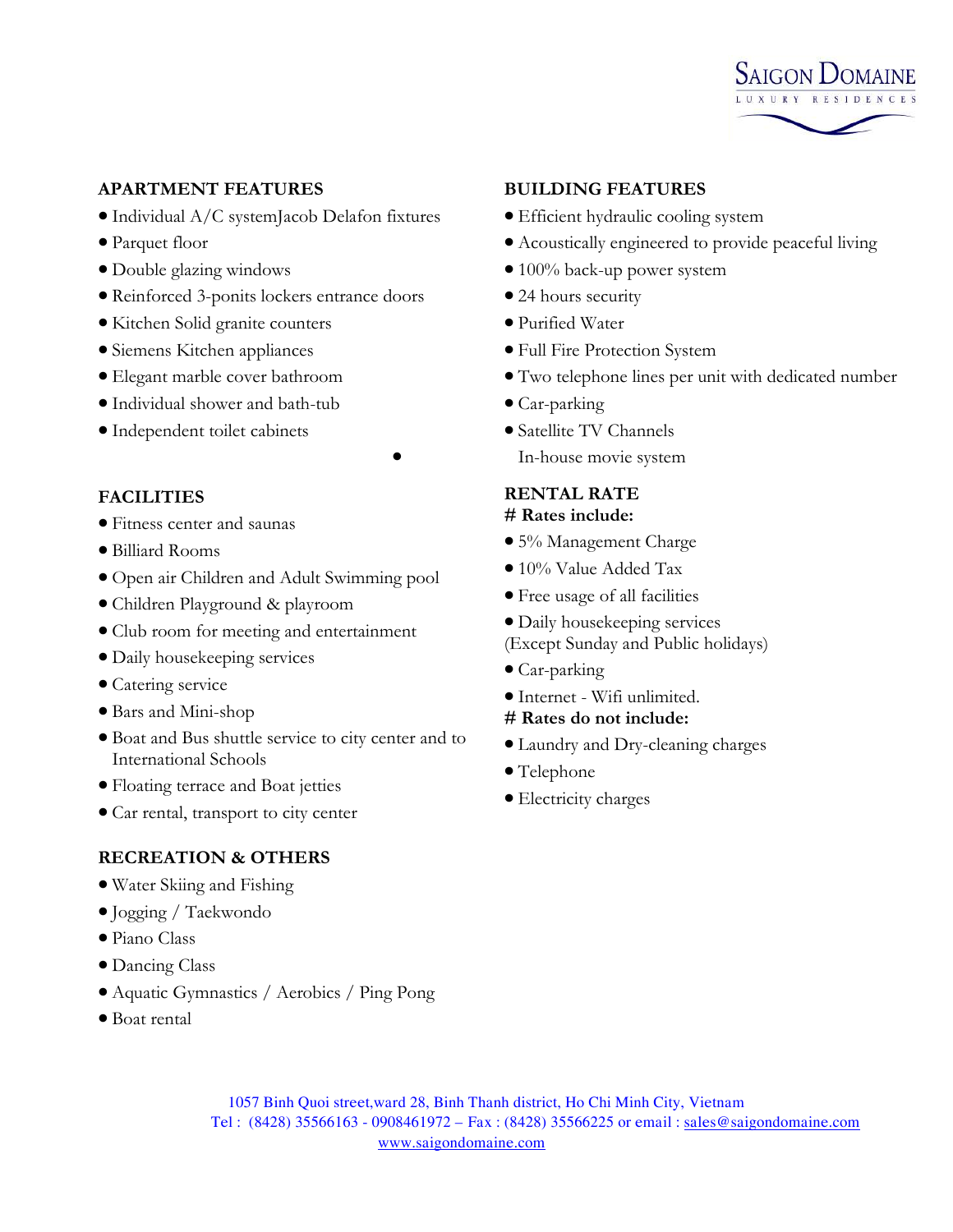SAIGON DOMAINE
LUXURY RESIDENCES

## APARTMENT FEATURES

- Individual A/C systemJacob Delafon fixtures
- Parquet floor
- Double glazing windows
- Reinforced 3-ponits lockers entrance doors
- Kitchen Solid granite counters
- Siemens Kitchen appliances
- Elegant marble cover bathroom
- Individual shower and bath-tub
- Independent toilet cabinets

## FACILITIES

- Fitness center and saunas
- Billiard Rooms
- Open air Children and Adult Swimming pool
- Children Playground & playroom
- Club room for meeting and entertainment
- Daily housekeeping services
- Catering service
- Bars and Mini-shop
- Boat and Bus shuttle service to city center and to International Schools
- Floating terrace and Boat jetties
- Car rental, transport to city center

## RECREATION & OTHERS

- Water Skiing and Fishing
- Jogging / Taekwondo
- Piano Class
- Dancing Class
- Aquatic Gymnastics / Aerobics / Ping Pong
- Boat rental

## BUILDING FEATURES

- Efficient hydraulic cooling system
- Acoustically engineered to provide peaceful living
- 100% back-up power system
- 24 hours security
- Purified Water
- Full Fire Protection System
- Two telephone lines per unit with dedicated number
- Car-parking
- Satellite TV Channels
- In-house movie system

## RENTAL RATE

**# Rates include:**

- 5% Management Charge
- 10% Value Added Tax
- Free usage of all facilities
- Daily housekeeping services (Except Sunday and Public holidays)
- Car-parking
- Internet - Wifi unlimited.

**# Rates do not include:**

- Laundry and Dry-cleaning charges
- Telephone
- Electricity charges

1057 Binh Quoi street,ward 28, Binh Thanh district, Ho Chi Minh City, Vietnam
Tel : (8428) 35566163 - 0908461972 – Fax : (8428) 35566225 or email : sales@saigondomaine.com
www.saigondomaine.com